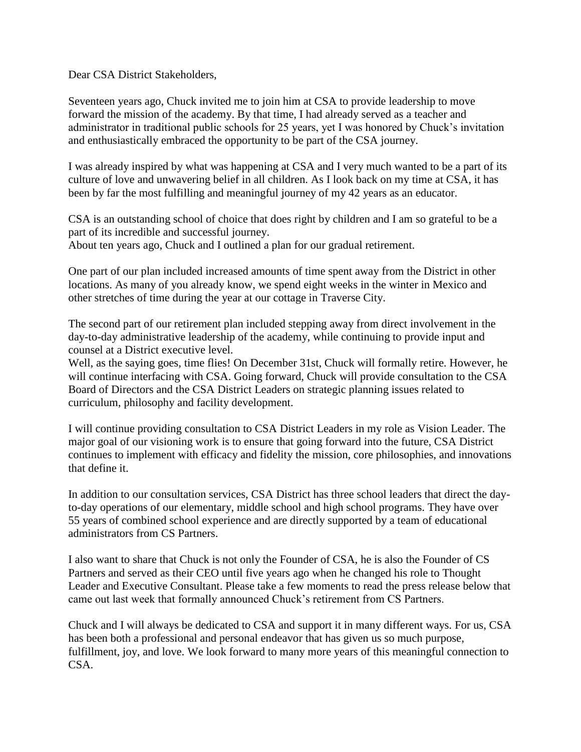Dear CSA District Stakeholders,

Seventeen years ago, Chuck invited me to join him at CSA to provide leadership to move forward the mission of the academy. By that time, I had already served as a teacher and administrator in traditional public schools for 25 years, yet I was honored by Chuck's invitation and enthusiastically embraced the opportunity to be part of the CSA journey.

I was already inspired by what was happening at CSA and I very much wanted to be a part of its culture of love and unwavering belief in all children. As I look back on my time at CSA, it has been by far the most fulfilling and meaningful journey of my 42 years as an educator.

CSA is an outstanding school of choice that does right by children and I am so grateful to be a part of its incredible and successful journey.
About ten years ago, Chuck and I outlined a plan for our gradual retirement.

One part of our plan included increased amounts of time spent away from the District in other locations. As many of you already know, we spend eight weeks in the winter in Mexico and other stretches of time during the year at our cottage in Traverse City.

The second part of our retirement plan included stepping away from direct involvement in the day-to-day administrative leadership of the academy, while continuing to provide input and counsel at a District executive level.
Well, as the saying goes, time flies! On December 31st, Chuck will formally retire. However, he will continue interfacing with CSA. Going forward, Chuck will provide consultation to the CSA Board of Directors and the CSA District Leaders on strategic planning issues related to curriculum, philosophy and facility development.

I will continue providing consultation to CSA District Leaders in my role as Vision Leader. The major goal of our visioning work is to ensure that going forward into the future, CSA District continues to implement with efficacy and fidelity the mission, core philosophies, and innovations that define it.

In addition to our consultation services, CSA District has three school leaders that direct the day-to-day operations of our elementary, middle school and high school programs. They have over 55 years of combined school experience and are directly supported by a team of educational administrators from CS Partners.

I also want to share that Chuck is not only the Founder of CSA, he is also the Founder of CS Partners and served as their CEO until five years ago when he changed his role to Thought Leader and Executive Consultant. Please take a few moments to read the press release below that came out last week that formally announced Chuck's retirement from CS Partners.

Chuck and I will always be dedicated to CSA and support it in many different ways. For us, CSA has been both a professional and personal endeavor that has given us so much purpose, fulfillment, joy, and love. We look forward to many more years of this meaningful connection to CSA.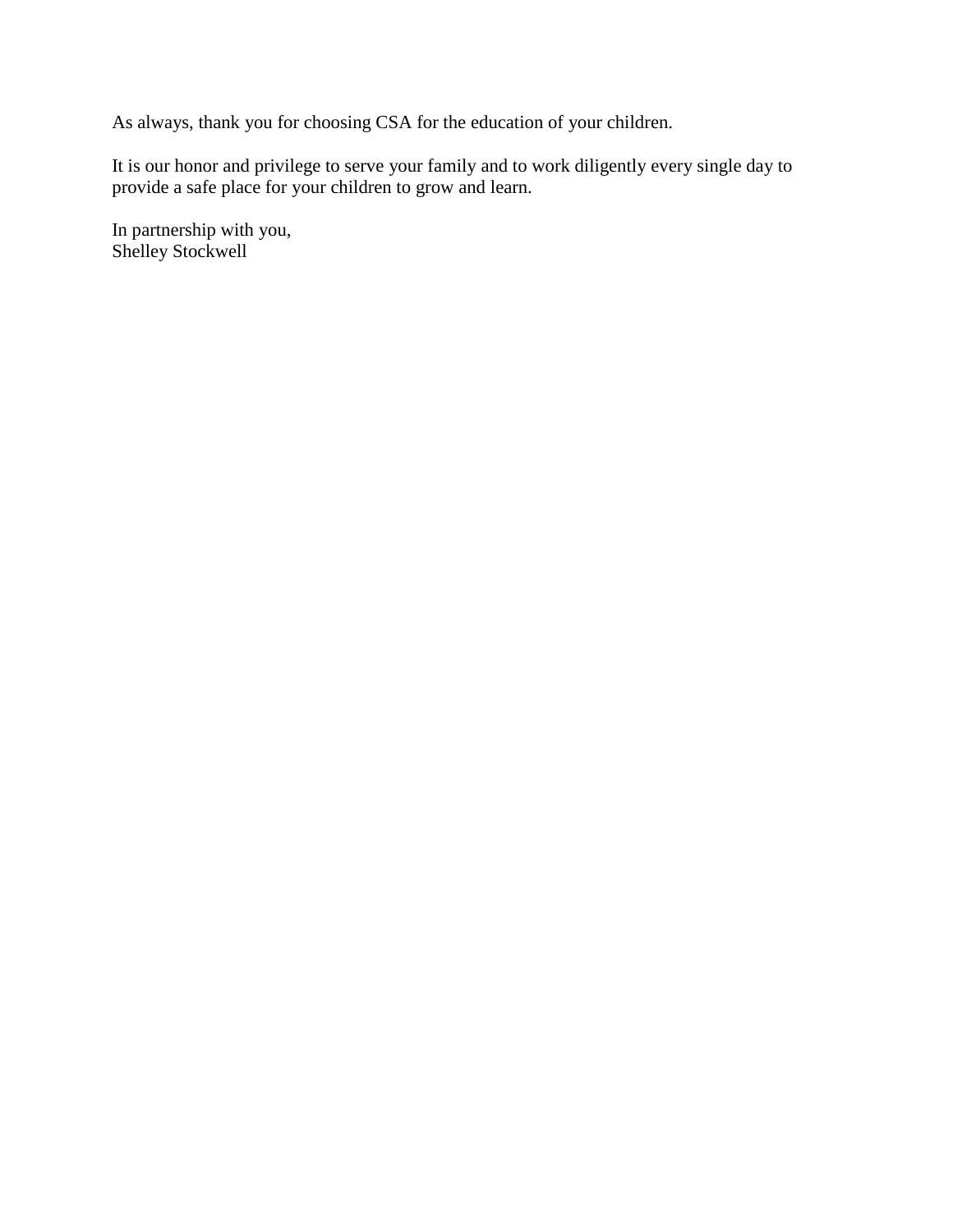As always, thank you for choosing CSA for the education of your children.

It is our honor and privilege to serve your family and to work diligently every single day to provide a safe place for your children to grow and learn.

In partnership with you,
Shelley Stockwell